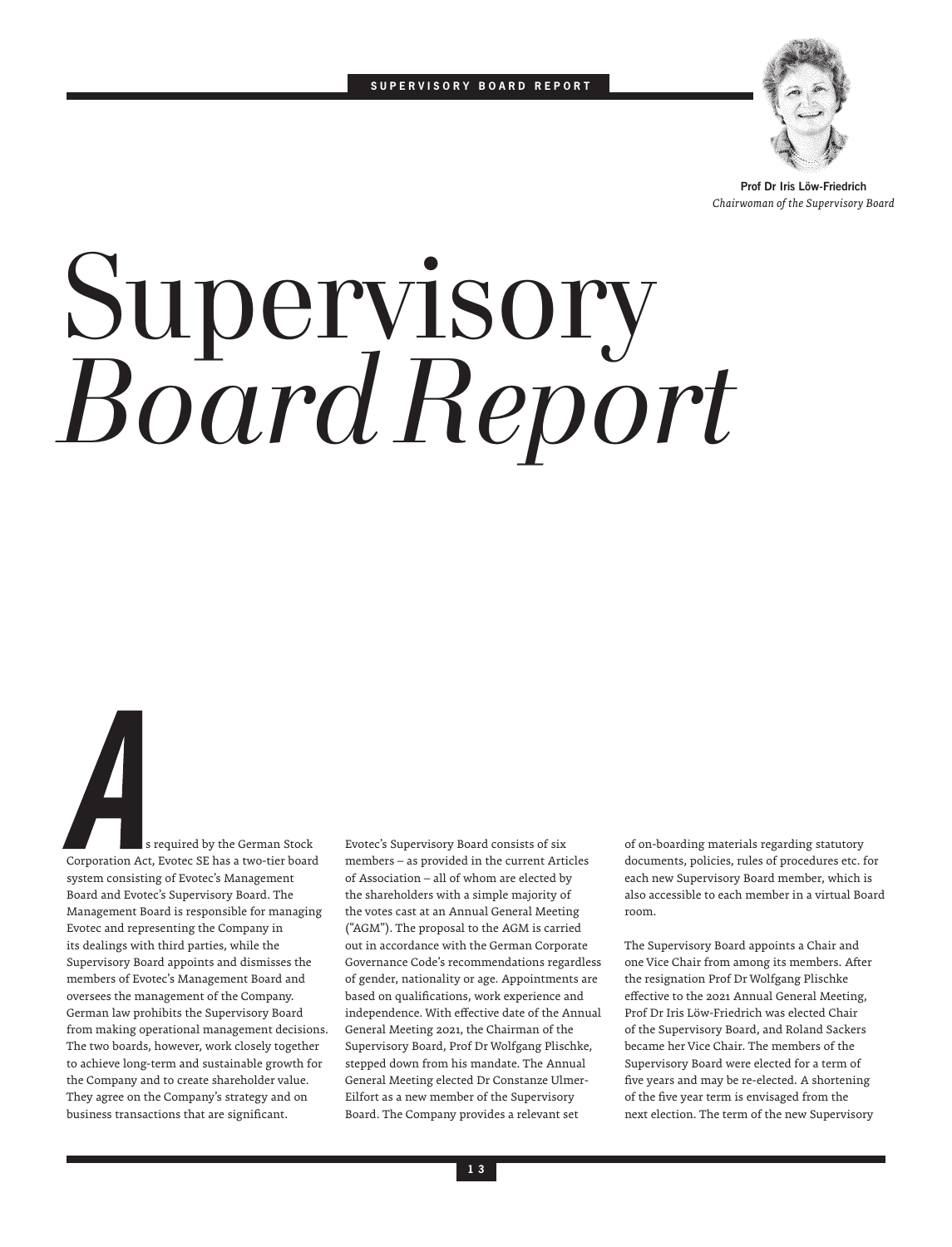Prof Dr Iris Löw-Friedrich
*Chairwoman of the Supervisory Board*

# Supervisory *Board Report*

As required by the German Stock Corporation Act, Evotec SE has a two-tier board system consisting of Evotec's Management Board and Evotec's Supervisory Board. The Management Board is responsible for managing Evotec and representing the Company in its dealings with third parties, while the Supervisory Board appoints and dismisses the members of Evotec's Management Board and oversees the management of the Company. German law prohibits the Supervisory Board from making operational management decisions. The two boards, however, work closely together to achieve long-term and sustainable growth for the Company and to create shareholder value. They agree on the Company's strategy and on business transactions that are significant.

Evotec's Supervisory Board consists of six members – as provided in the current Articles of Association – all of whom are elected by the shareholders with a simple majority of the votes cast at an Annual General Meeting ("AGM"). The proposal to the AGM is carried out in accordance with the German Corporate Governance Code's recommendations regardless of gender, nationality or age. Appointments are based on qualifications, work experience and independence. With effective date of the Annual General Meeting 2021, the Chairman of the Supervisory Board, Prof Dr Wolfgang Plischke, stepped down from his mandate. The Annual General Meeting elected Dr Constanze Ulmer-Eilfort as a new member of the Supervisory Board. The Company provides a relevant set of on-boarding materials regarding statutory documents, policies, rules of procedures etc. for each new Supervisory Board member, which is also accessible to each member in a virtual Board room.

The Supervisory Board appoints a Chair and one Vice Chair from among its members. After the resignation Prof Dr Wolfgang Plischke effective to the 2021 Annual General Meeting, Prof Dr Iris Löw-Friedrich was elected Chair of the Supervisory Board, and Roland Sackers became her Vice Chair. The members of the Supervisory Board were elected for a term of five years and may be re-elected. A shortening of the five year term is envisaged from the next election. The term of the new Supervisory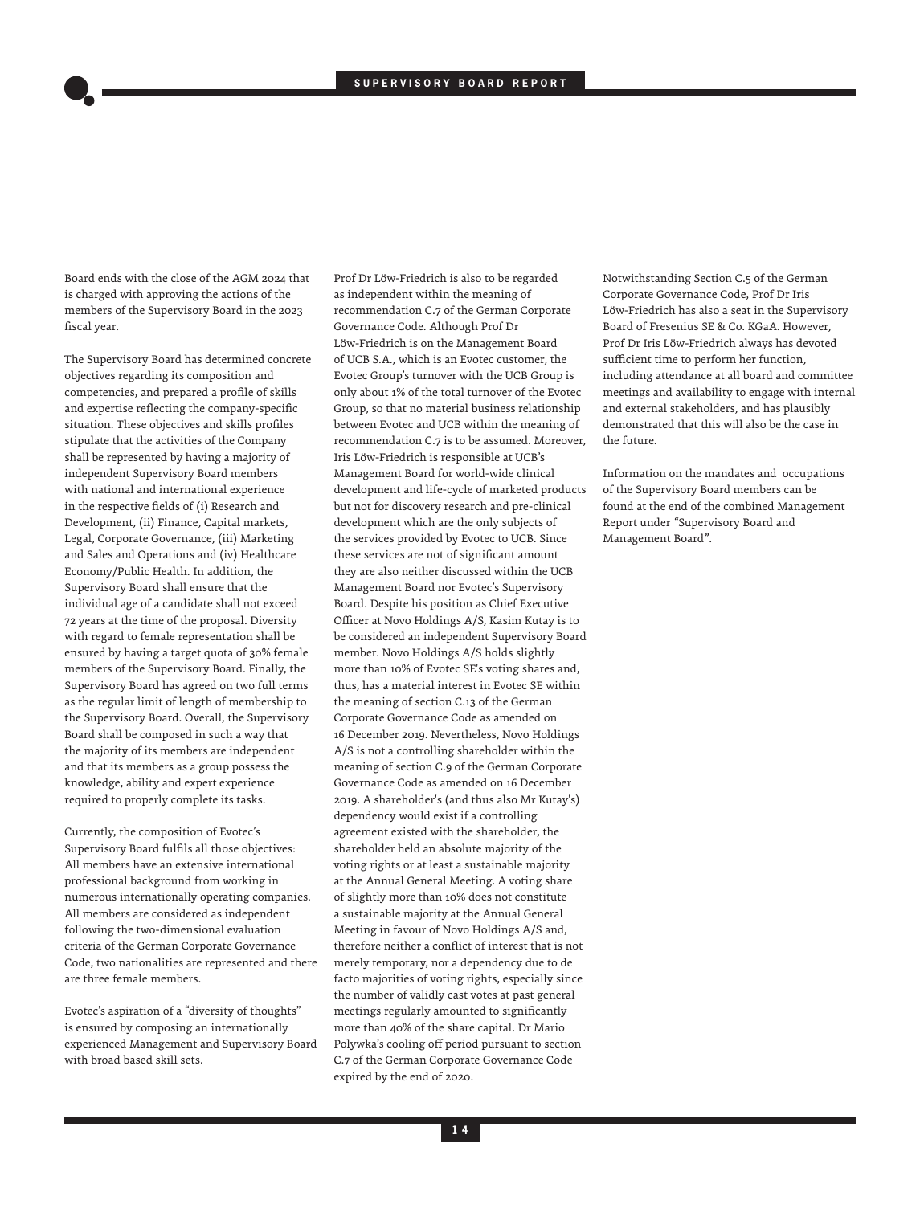Board ends with the close of the AGM 2024 that is charged with approving the actions of the members of the Supervisory Board in the 2023 fiscal year.

The Supervisory Board has determined concrete objectives regarding its composition and competencies, and prepared a profile of skills and expertise reflecting the company-specific situation. These objectives and skills profiles stipulate that the activities of the Company shall be represented by having a majority of independent Supervisory Board members with national and international experience in the respective fields of (i) Research and Development, (ii) Finance, Capital markets, Legal, Corporate Governance, (iii) Marketing and Sales and Operations and (iv) Healthcare Economy/Public Health. In addition, the Supervisory Board shall ensure that the individual age of a candidate shall not exceed 72 years at the time of the proposal. Diversity with regard to female representation shall be ensured by having a target quota of 30% female members of the Supervisory Board. Finally, the Supervisory Board has agreed on two full terms as the regular limit of length of membership to the Supervisory Board. Overall, the Supervisory Board shall be composed in such a way that the majority of its members are independent and that its members as a group possess the knowledge, ability and expert experience required to properly complete its tasks.

Currently, the composition of Evotec's Supervisory Board fulfils all those objectives: All members have an extensive international professional background from working in numerous internationally operating companies. All members are considered as independent following the two-dimensional evaluation criteria of the German Corporate Governance Code, two nationalities are represented and there are three female members.

Evotec's aspiration of a "diversity of thoughts" is ensured by composing an internationally experienced Management and Supervisory Board with broad based skill sets.

Prof Dr Löw-Friedrich is also to be regarded as independent within the meaning of recommendation C.7 of the German Corporate Governance Code. Although Prof Dr Löw-Friedrich is on the Management Board of UCB S.A., which is an Evotec customer, the Evotec Group's turnover with the UCB Group is only about 1% of the total turnover of the Evotec Group, so that no material business relationship between Evotec and UCB within the meaning of recommendation C.7 is to be assumed. Moreover, Iris Löw-Friedrich is responsible at UCB's Management Board for world-wide clinical development and life-cycle of marketed products but not for discovery research and pre-clinical development which are the only subjects of the services provided by Evotec to UCB. Since these services are not of significant amount they are also neither discussed within the UCB Management Board nor Evotec's Supervisory Board. Despite his position as Chief Executive Officer at Novo Holdings A/S, Kasim Kutay is to be considered an independent Supervisory Board member. Novo Holdings A/S holds slightly more than 10% of Evotec SE's voting shares and, thus, has a material interest in Evotec SE within the meaning of section C.13 of the German Corporate Governance Code as amended on 16 December 2019. Nevertheless, Novo Holdings A/S is not a controlling shareholder within the meaning of section C.9 of the German Corporate Governance Code as amended on 16 December 2019. A shareholder's (and thus also Mr Kutay's) dependency would exist if a controlling agreement existed with the shareholder, the shareholder held an absolute majority of the voting rights or at least a sustainable majority at the Annual General Meeting. A voting share of slightly more than 10% does not constitute a sustainable majority at the Annual General Meeting in favour of Novo Holdings A/S and, therefore neither a conflict of interest that is not merely temporary, nor a dependency due to de facto majorities of voting rights, especially since the number of validly cast votes at past general meetings regularly amounted to significantly more than 40% of the share capital. Dr Mario Polywka's cooling off period pursuant to section C.7 of the German Corporate Governance Code expired by the end of 2020.

Notwithstanding Section C.5 of the German Corporate Governance Code, Prof Dr Iris Löw-Friedrich has also a seat in the Supervisory Board of Fresenius SE & Co. KGaA. However, Prof Dr Iris Löw-Friedrich always has devoted sufficient time to perform her function, including attendance at all board and committee meetings and availability to engage with internal and external stakeholders, and has plausibly demonstrated that this will also be the case in the future.

Information on the mandates and occupations of the Supervisory Board members can be found at the end of the combined Management Report under "Supervisory Board and Management Board".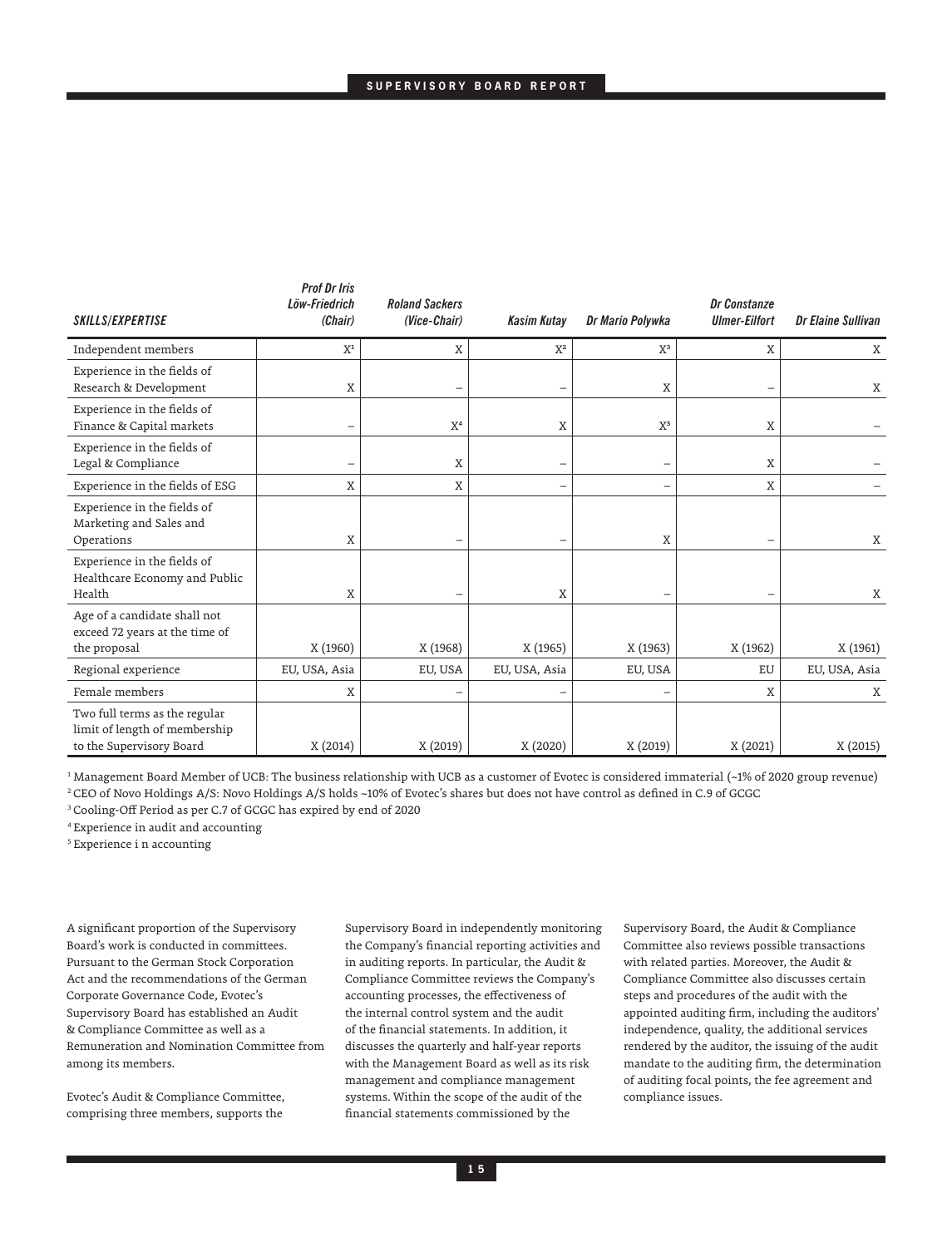| *SKILLS/EXPERTISE* | *Prof Dr Iris Löw-Friedrich (Chair)* | *Roland Sackers (Vice-Chair)* | *Kasim Kutay* | *Dr Mario Polywka* | *Dr Constanze Ulmer-Eilfort* | *Dr Elaine Sullivan* |
|---|---|---|---|---|---|---|
| Independent members | X[1] | X | X[2] | X[3] | X | X |
| Experience in the fields of Research & Development | X | – | – | X | – | X |
| Experience in the fields of Finance & Capital markets | – | X[4] | X | X[5] | X | – |
| Experience in the fields of Legal & Compliance | – | X | – | – | X | – |
| Experience in the fields of ESG | X | X | – | – | X | – |
| Experience in the fields of Marketing and Sales and Operations | X | – | – | X | – | X |
| Experience in the fields of Healthcare Economy and Public Health | X | – | X | – | – | X |
| Age of a candidate shall not exceed 72 years at the time of the proposal | X (1960) | X (1968) | X (1965) | X (1963) | X (1962) | X (1961) |
| Regional experience | EU, USA, Asia | EU, USA | EU, USA, Asia | EU, USA | EU | EU, USA, Asia |
| Female members | X | – | – | – | X | X |
| Two full terms as the regular limit of length of membership to the Supervisory Board | X (2014) | X (2019) | X (2020) | X (2019) | X (2021) | X (2015) |

[1] Management Board Member of UCB: The business relationship with UCB as a customer of Evotec is considered immaterial (~1% of 2020 group revenue)
[2] CEO of Novo Holdings A/S: Novo Holdings A/S holds ~10% of Evotec's shares but does not have control as defined in C.9 of GCGC
[3] Cooling-Off Period as per C.7 of GCGC has expired by end of 2020
[4] Experience in audit and accounting
[5] Experience i n accounting

A significant proportion of the Supervisory Board's work is conducted in committees. Pursuant to the German Stock Corporation Act and the recommendations of the German Corporate Governance Code, Evotec's Supervisory Board has established an Audit & Compliance Committee as well as a Remuneration and Nomination Committee from among its members.

Evotec's Audit & Compliance Committee, comprising three members, supports the Supervisory Board in independently monitoring the Company's financial reporting activities and in auditing reports. In particular, the Audit & Compliance Committee reviews the Company's accounting processes, the effectiveness of the internal control system and the audit of the financial statements. In addition, it discusses the quarterly and half-year reports with the Management Board as well as its risk management and compliance management systems. Within the scope of the audit of the financial statements commissioned by the Supervisory Board, the Audit & Compliance Committee also reviews possible transactions with related parties. Moreover, the Audit & Compliance Committee also discusses certain steps and procedures of the audit with the appointed auditing firm, including the auditors' independence, quality, the additional services rendered by the auditor, the issuing of the audit mandate to the auditing firm, the determination of auditing focal points, the fee agreement and compliance issues.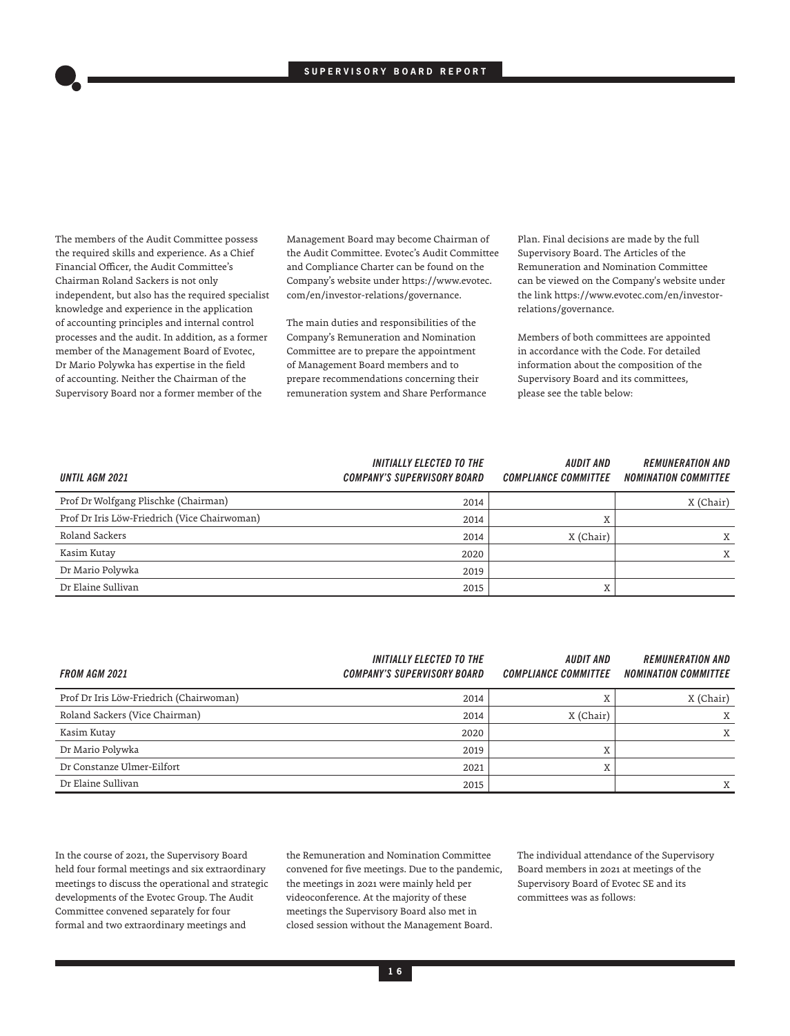The members of the Audit Committee possess the required skills and experience. As a Chief Financial Officer, the Audit Committee's Chairman Roland Sackers is not only independent, but also has the required specialist knowledge and experience in the application of accounting principles and internal control processes and the audit. In addition, as a former member of the Management Board of Evotec, Dr Mario Polywka has expertise in the field of accounting. Neither the Chairman of the Supervisory Board nor a former member of the Management Board may become Chairman of the Audit Committee. Evotec's Audit Committee and Compliance Charter can be found on the Company's website under https://www.evotec.com/en/investor-relations/governance.

The main duties and responsibilities of the Company's Remuneration and Nomination Committee are to prepare the appointment of Management Board members and to prepare recommendations concerning their remuneration system and Share Performance Plan. Final decisions are made by the full Supervisory Board. The Articles of the Remuneration and Nomination Committee can be viewed on the Company's website under the link https://www.evotec.com/en/investor-relations/governance.

Members of both committees are appointed in accordance with the Code. For detailed information about the composition of the Supervisory Board and its committees, please see the table below:

| *UNTIL AGM 2021* | *INITIALLY ELECTED TO THE COMPANY'S SUPERVISORY BOARD* | *AUDIT AND COMPLIANCE COMMITTEE* | *REMUNERATION AND NOMINATION COMMITTEE* |
|---|---|---|---|
| Prof Dr Wolfgang Plischke (Chairman) | 2014 | | X (Chair) |
| Prof Dr Iris Löw-Friedrich (Vice Chairwoman) | 2014 | X | |
| Roland Sackers | 2014 | X (Chair) | X |
| Kasim Kutay | 2020 | | X |
| Dr Mario Polywka | 2019 | | |
| Dr Elaine Sullivan | 2015 | X | |

| *FROM AGM 2021* | *INITIALLY ELECTED TO THE COMPANY'S SUPERVISORY BOARD* | *AUDIT AND COMPLIANCE COMMITTEE* | *REMUNERATION AND NOMINATION COMMITTEE* |
|---|---|---|---|
| Prof Dr Iris Löw-Friedrich (Chairwoman) | 2014 | X | X (Chair) |
| Roland Sackers (Vice Chairman) | 2014 | X (Chair) | X |
| Kasim Kutay | 2020 | | X |
| Dr Mario Polywka | 2019 | X | |
| Dr Constanze Ulmer-Eilfort | 2021 | X | |
| Dr Elaine Sullivan | 2015 | | X |

In the course of 2021, the Supervisory Board held four formal meetings and six extraordinary meetings to discuss the operational and strategic developments of the Evotec Group. The Audit Committee convened separately for four formal and two extraordinary meetings and the Remuneration and Nomination Committee convened for five meetings. Due to the pandemic, the meetings in 2021 were mainly held per videoconference. At the majority of these meetings the Supervisory Board also met in closed session without the Management Board.

The individual attendance of the Supervisory Board members in 2021 at meetings of the Supervisory Board of Evotec SE and its committees was as follows: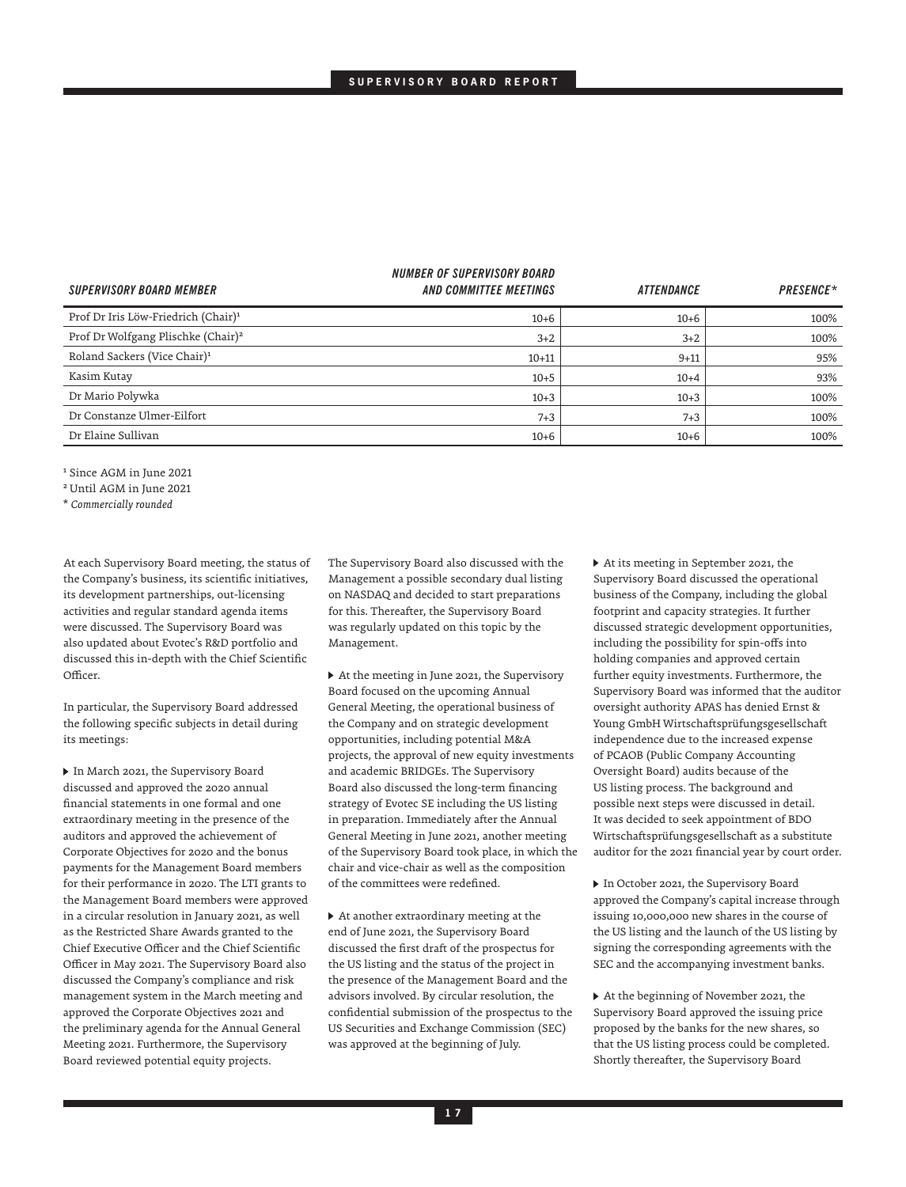| *SUPERVISORY BOARD MEMBER* | *NUMBER OF SUPERVISORY BOARD AND COMMITTEE MEETINGS* | *ATTENDANCE* | *PRESENCE** |
|---|---|---|---|
| Prof Dr Iris Löw-Friedrich (Chair)[1] | 10+6 | 10+6 | 100% |
| Prof Dr Wolfgang Plischke (Chair)[2] | 3+2 | 3+2 | 100% |
| Roland Sackers (Vice Chair)[1] | 10+11 | 9+11 | 95% |
| Kasim Kutay | 10+5 | 10+4 | 93% |
| Dr Mario Polywka | 10+3 | 10+3 | 100% |
| Dr Constanze Ulmer-Eilfort | 7+3 | 7+3 | 100% |
| Dr Elaine Sullivan | 10+6 | 10+6 | 100% |

[1] Since AGM in June 2021

[2] Until AGM in June 2021

* *Commercially rounded*

At each Supervisory Board meeting, the status of the Company's business, its scientific initiatives, its development partnerships, out-licensing activities and regular standard agenda items were discussed. The Supervisory Board was also updated about Evotec's R&D portfolio and discussed this in-depth with the Chief Scientific Officer.

In particular, the Supervisory Board addressed the following specific subjects in detail during its meetings:

- In March 2021, the Supervisory Board discussed and approved the 2020 annual financial statements in one formal and one extraordinary meeting in the presence of the auditors and approved the achievement of Corporate Objectives for 2020 and the bonus payments for the Management Board members for their performance in 2020. The LTI grants to the Management Board members were approved in a circular resolution in January 2021, as well as the Restricted Share Awards granted to the Chief Executive Officer and the Chief Scientific Officer in May 2021. The Supervisory Board also discussed the Company's compliance and risk management system in the March meeting and approved the Corporate Objectives 2021 and the preliminary agenda for the Annual General Meeting 2021. Furthermore, the Supervisory Board reviewed potential equity projects.

The Supervisory Board also discussed with the Management a possible secondary dual listing on NASDAQ and decided to start preparations for this. Thereafter, the Supervisory Board was regularly updated on this topic by the Management.

- At the meeting in June 2021, the Supervisory Board focused on the upcoming Annual General Meeting, the operational business of the Company and on strategic development opportunities, including potential M&A projects, the approval of new equity investments and academic BRIDGEs. The Supervisory Board also discussed the long-term financing strategy of Evotec SE including the US listing in preparation. Immediately after the Annual General Meeting in June 2021, another meeting of the Supervisory Board took place, in which the chair and vice-chair as well as the composition of the committees were redefined.

- At another extraordinary meeting at the end of June 2021, the Supervisory Board discussed the first draft of the prospectus for the US listing and the status of the project in the presence of the Management Board and the advisors involved. By circular resolution, the confidential submission of the prospectus to the US Securities and Exchange Commission (SEC) was approved at the beginning of July.

- At its meeting in September 2021, the Supervisory Board discussed the operational business of the Company, including the global footprint and capacity strategies. It further discussed strategic development opportunities, including the possibility for spin-offs into holding companies and approved certain further equity investments. Furthermore, the Supervisory Board was informed that the auditor oversight authority APAS has denied Ernst & Young GmbH Wirtschaftsprüfungsgesellschaft independence due to the increased expense of PCAOB (Public Company Accounting Oversight Board) audits because of the US listing process. The background and possible next steps were discussed in detail. It was decided to seek appointment of BDO Wirtschaftsprüfungsgesellschaft as a substitute auditor for the 2021 financial year by court order.

- In October 2021, the Supervisory Board approved the Company's capital increase through issuing 10,000,000 new shares in the course of the US listing and the launch of the US listing by signing the corresponding agreements with the SEC and the accompanying investment banks.

- At the beginning of November 2021, the Supervisory Board approved the issuing price proposed by the banks for the new shares, so that the US listing process could be completed. Shortly thereafter, the Supervisory Board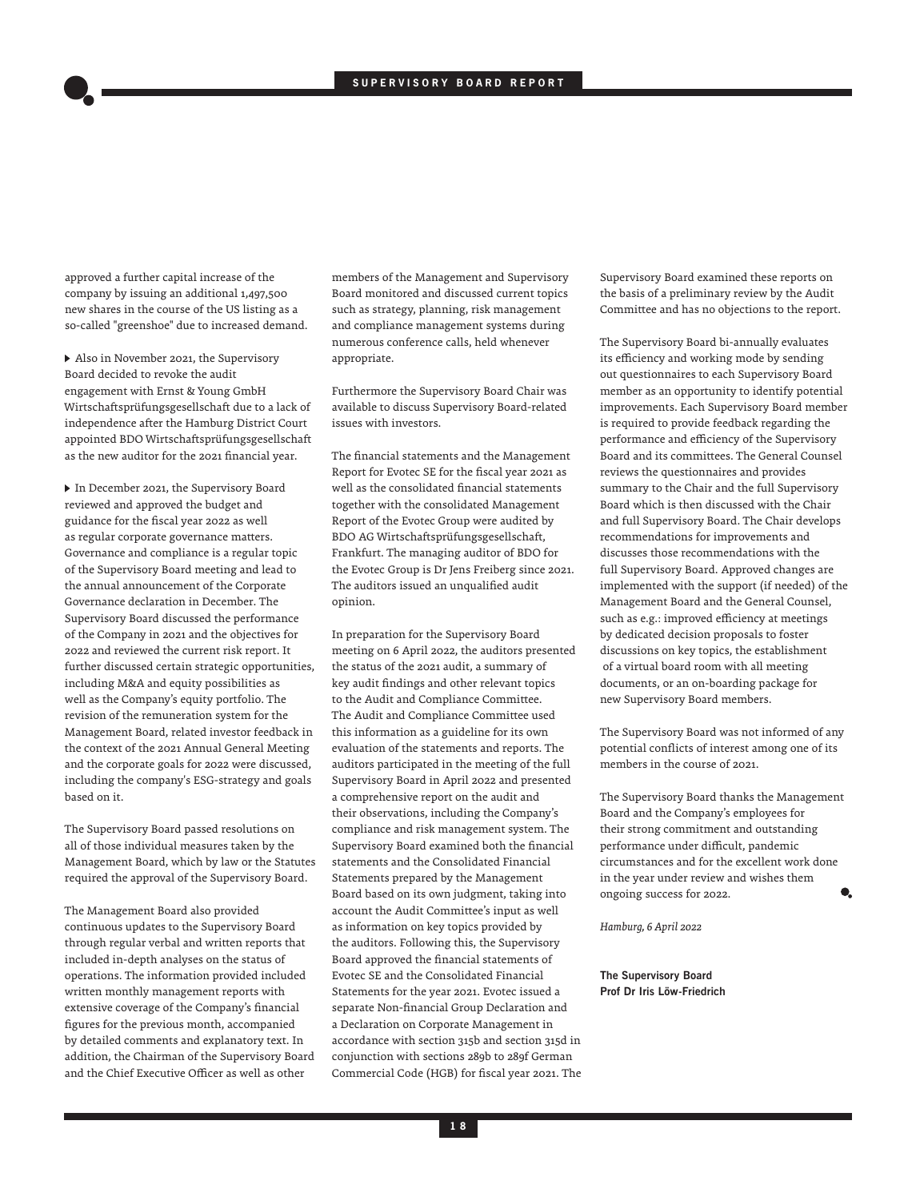approved a further capital increase of the company by issuing an additional 1,497,500 new shares in the course of the US listing as a so-called "greenshoe" due to increased demand.

- Also in November 2021, the Supervisory Board decided to revoke the audit engagement with Ernst & Young GmbH Wirtschaftsprüfungsgesellschaft due to a lack of independence after the Hamburg District Court appointed BDO Wirtschaftsprüfungsgesellschaft as the new auditor for the 2021 financial year.

- In December 2021, the Supervisory Board reviewed and approved the budget and guidance for the fiscal year 2022 as well as regular corporate governance matters. Governance and compliance is a regular topic of the Supervisory Board meeting and lead to the annual announcement of the Corporate Governance declaration in December. The Supervisory Board discussed the performance of the Company in 2021 and the objectives for 2022 and reviewed the current risk report. It further discussed certain strategic opportunities, including M&A and equity possibilities as well as the Company's equity portfolio. The revision of the remuneration system for the Management Board, related investor feedback in the context of the 2021 Annual General Meeting and the corporate goals for 2022 were discussed, including the company's ESG-strategy and goals based on it.

The Supervisory Board passed resolutions on all of those individual measures taken by the Management Board, which by law or the Statutes required the approval of the Supervisory Board.

The Management Board also provided continuous updates to the Supervisory Board through regular verbal and written reports that included in-depth analyses on the status of operations. The information provided included written monthly management reports with extensive coverage of the Company's financial figures for the previous month, accompanied by detailed comments and explanatory text. In addition, the Chairman of the Supervisory Board and the Chief Executive Officer as well as other members of the Management and Supervisory Board monitored and discussed current topics such as strategy, planning, risk management and compliance management systems during numerous conference calls, held whenever appropriate.

Furthermore the Supervisory Board Chair was available to discuss Supervisory Board-related issues with investors.

The financial statements and the Management Report for Evotec SE for the fiscal year 2021 as well as the consolidated financial statements together with the consolidated Management Report of the Evotec Group were audited by BDO AG Wirtschaftsprüfungsgesellschaft, Frankfurt. The managing auditor of BDO for the Evotec Group is Dr Jens Freiberg since 2021. The auditors issued an unqualified audit opinion.

In preparation for the Supervisory Board meeting on 6 April 2022, the auditors presented the status of the 2021 audit, a summary of key audit findings and other relevant topics to the Audit and Compliance Committee. The Audit and Compliance Committee used this information as a guideline for its own evaluation of the statements and reports. The auditors participated in the meeting of the full Supervisory Board in April 2022 and presented a comprehensive report on the audit and their observations, including the Company's compliance and risk management system. The Supervisory Board examined both the financial statements and the Consolidated Financial Statements prepared by the Management Board based on its own judgment, taking into account the Audit Committee's input as well as information on key topics provided by the auditors. Following this, the Supervisory Board approved the financial statements of Evotec SE and the Consolidated Financial Statements for the year 2021. Evotec issued a separate Non-financial Group Declaration and a Declaration on Corporate Management in accordance with section 315b and section 315d in conjunction with sections 289b to 289f German Commercial Code (HGB) for fiscal year 2021. The Supervisory Board examined these reports on the basis of a preliminary review by the Audit Committee and has no objections to the report.

The Supervisory Board bi-annually evaluates its efficiency and working mode by sending out questionnaires to each Supervisory Board member as an opportunity to identify potential improvements. Each Supervisory Board member is required to provide feedback regarding the performance and efficiency of the Supervisory Board and its committees. The General Counsel reviews the questionnaires and provides summary to the Chair and the full Supervisory Board which is then discussed with the Chair and full Supervisory Board. The Chair develops recommendations for improvements and discusses those recommendations with the full Supervisory Board. Approved changes are implemented with the support (if needed) of the Management Board and the General Counsel, such as e.g.: improved efficiency at meetings by dedicated decision proposals to foster discussions on key topics, the establishment of a virtual board room with all meeting documents, or an on-boarding package for new Supervisory Board members.

The Supervisory Board was not informed of any potential conflicts of interest among one of its members in the course of 2021.

The Supervisory Board thanks the Management Board and the Company's employees for their strong commitment and outstanding performance under difficult, pandemic circumstances and for the excellent work done in the year under review and wishes them ongoing success for 2022.

*Hamburg, 6 April 2022*

**The Supervisory Board**
**Prof Dr Iris Löw-Friedrich**